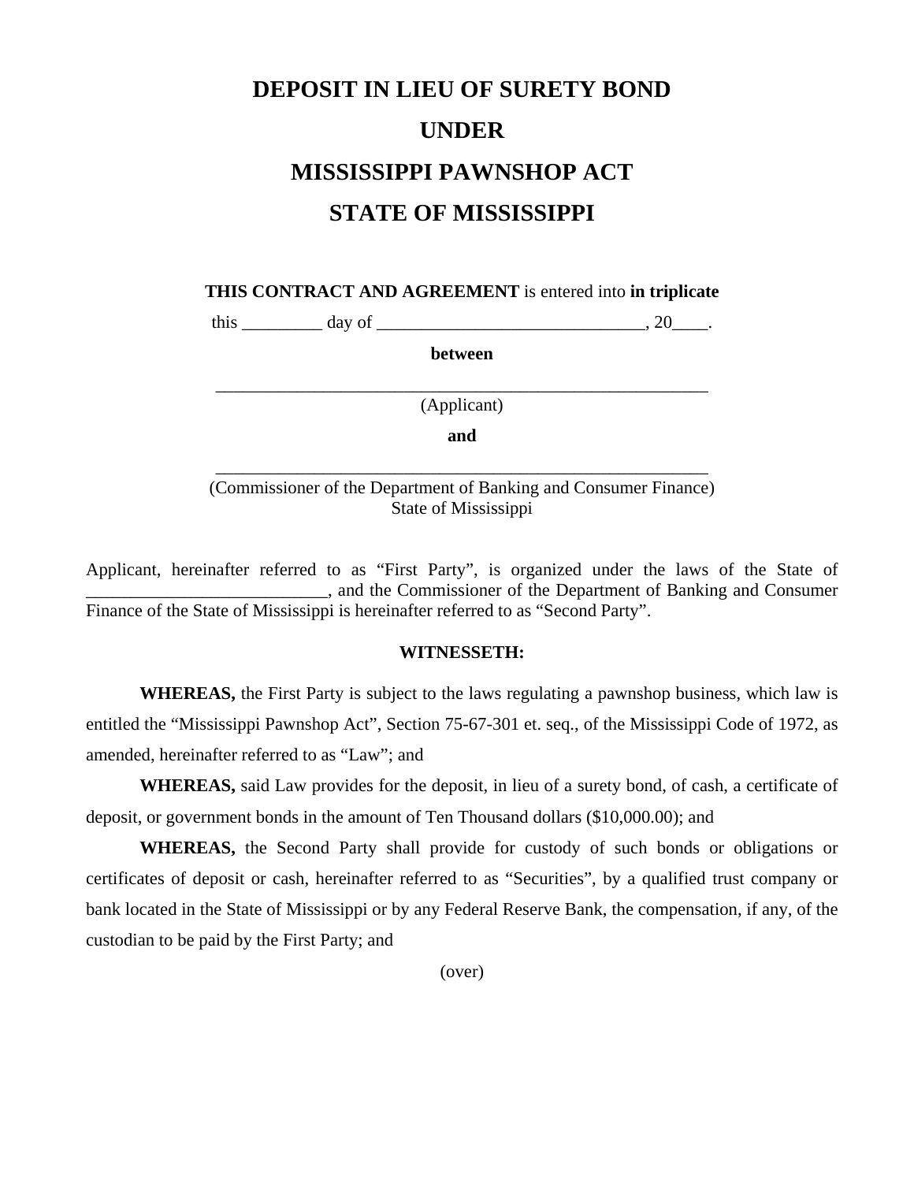# DEPOSIT IN LIEU OF SURETY BOND
# UNDER
# MISSISSIPPI PAWNSHOP ACT
# STATE OF MISSISSIPPI

**THIS CONTRACT AND AGREEMENT** is entered into **in triplicate**

this _________ day of ______________________________, 20____.

**between**

___________________________________________________________

(Applicant)

**and**

___________________________________________________________

(Commissioner of the Department of Banking and Consumer Finance)
State of Mississippi

Applicant, hereinafter referred to as "First Party", is organized under the laws of the State of ___________________________, and the Commissioner of the Department of Banking and Consumer Finance of the State of Mississippi is hereinafter referred to as "Second Party".

**WITNESSETH:**

**WHEREAS,** the First Party is subject to the laws regulating a pawnshop business, which law is entitled the "Mississippi Pawnshop Act", Section 75-67-301 et. seq., of the Mississippi Code of 1972, as amended, hereinafter referred to as "Law"; and

**WHEREAS,** said Law provides for the deposit, in lieu of a surety bond, of cash, a certificate of deposit, or government bonds in the amount of Ten Thousand dollars ($10,000.00); and

**WHEREAS,** the Second Party shall provide for custody of such bonds or obligations or certificates of deposit or cash, hereinafter referred to as "Securities", by a qualified trust company or bank located in the State of Mississippi or by any Federal Reserve Bank, the compensation, if any, of the custodian to be paid by the First Party; and

(over)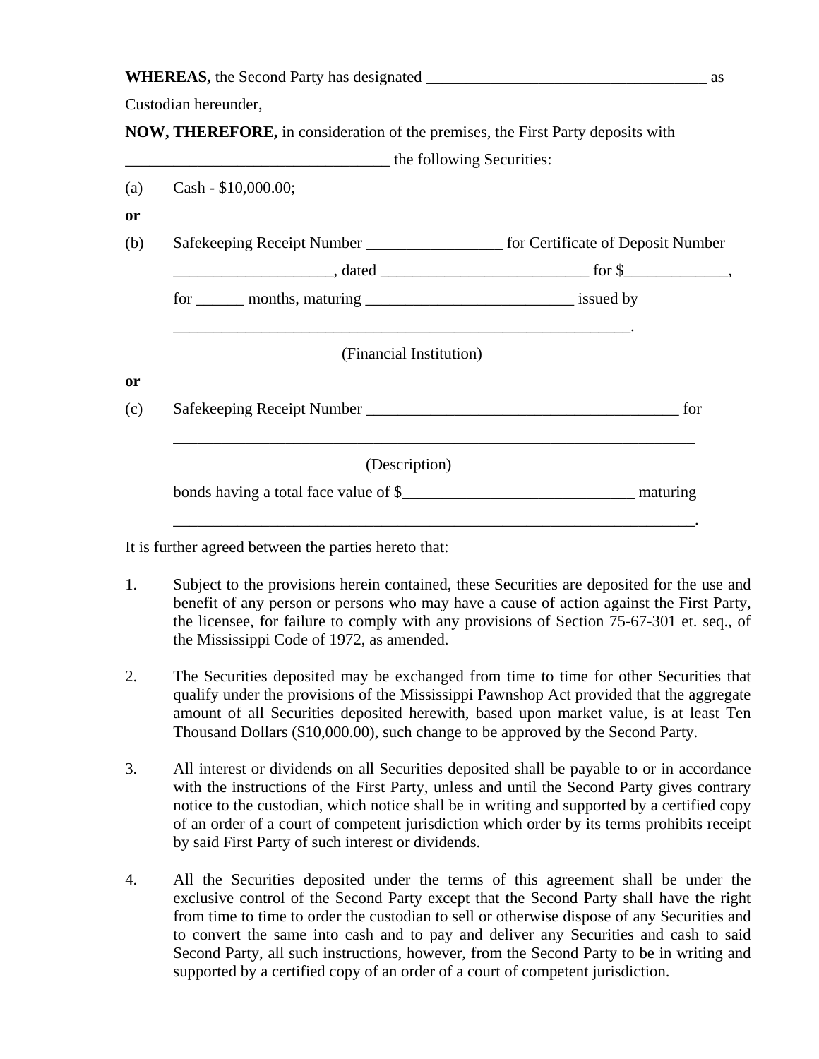**WHEREAS,** the Second Party has designated ___________________________________ as Custodian hereunder,

**NOW, THEREFORE,** in consideration of the premises, the First Party deposits with _________________________________ the following Securities:

(a) Cash - $10,000.00;

**or**

(b) Safekeeping Receipt Number _________________ for Certificate of Deposit Number ____________________, dated __________________________ for $_____________, for ______ months, maturing __________________________ issued by __________________________________________________________.

(Financial Institution)

**or**

(c) Safekeeping Receipt Number ________________________________________ for ____________________________________________________________________

(Description)

bonds having a total face value of $_____________________________ maturing ____________________________________________________________________.

It is further agreed between the parties hereto that:

1. Subject to the provisions herein contained, these Securities are deposited for the use and benefit of any person or persons who may have a cause of action against the First Party, the licensee, for failure to comply with any provisions of Section 75-67-301 et. seq., of the Mississippi Code of 1972, as amended.

2. The Securities deposited may be exchanged from time to time for other Securities that qualify under the provisions of the Mississippi Pawnshop Act provided that the aggregate amount of all Securities deposited herewith, based upon market value, is at least Ten Thousand Dollars ($10,000.00), such change to be approved by the Second Party.

3. All interest or dividends on all Securities deposited shall be payable to or in accordance with the instructions of the First Party, unless and until the Second Party gives contrary notice to the custodian, which notice shall be in writing and supported by a certified copy of an order of a court of competent jurisdiction which order by its terms prohibits receipt by said First Party of such interest or dividends.

4. All the Securities deposited under the terms of this agreement shall be under the exclusive control of the Second Party except that the Second Party shall have the right from time to time to order the custodian to sell or otherwise dispose of any Securities and to convert the same into cash and to pay and deliver any Securities and cash to said Second Party, all such instructions, however, from the Second Party to be in writing and supported by a certified copy of an order of a court of competent jurisdiction.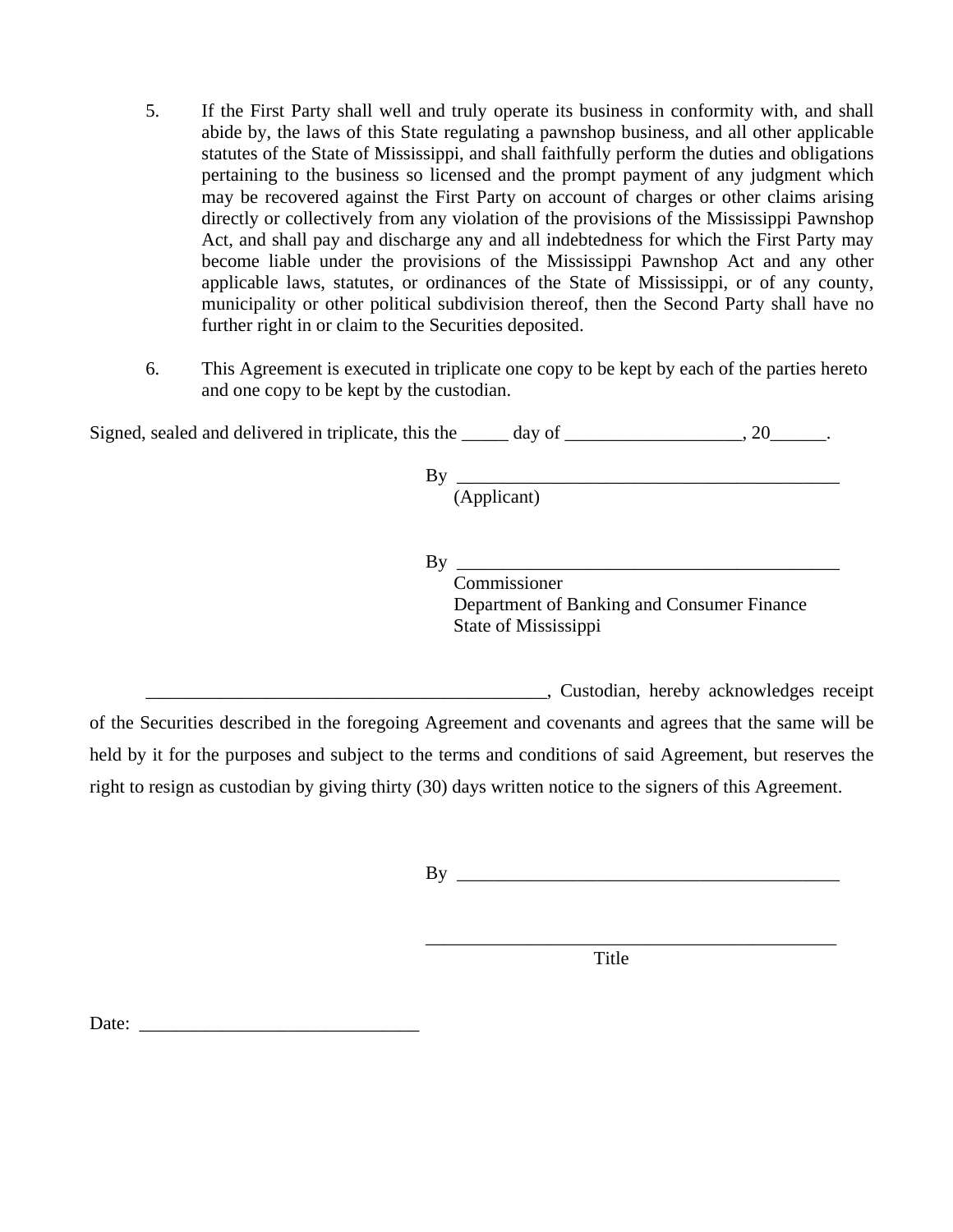5. If the First Party shall well and truly operate its business in conformity with, and shall abide by, the laws of this State regulating a pawnshop business, and all other applicable statutes of the State of Mississippi, and shall faithfully perform the duties and obligations pertaining to the business so licensed and the prompt payment of any judgment which may be recovered against the First Party on account of charges or other claims arising directly or collectively from any violation of the provisions of the Mississippi Pawnshop Act, and shall pay and discharge any and all indebtedness for which the First Party may become liable under the provisions of the Mississippi Pawnshop Act and any other applicable laws, statutes, or ordinances of the State of Mississippi, or of any county, municipality or other political subdivision thereof, then the Second Party shall have no further right in or claim to the Securities deposited.

6. This Agreement is executed in triplicate one copy to be kept by each of the parties hereto and one copy to be kept by the custodian.

Signed, sealed and delivered in triplicate, this the _____ day of ___________________, 20______.

By ___________________________________________
(Applicant)

By ___________________________________________
Commissioner
Department of Banking and Consumer Finance
State of Mississippi

_____________________________________________, Custodian, hereby acknowledges receipt of the Securities described in the foregoing Agreement and covenants and agrees that the same will be held by it for the purposes and subject to the terms and conditions of said Agreement, but reserves the right to resign as custodian by giving thirty (30) days written notice to the signers of this Agreement.

By ___________________________________________

_____________________________________________
Title

Date: ______________________________